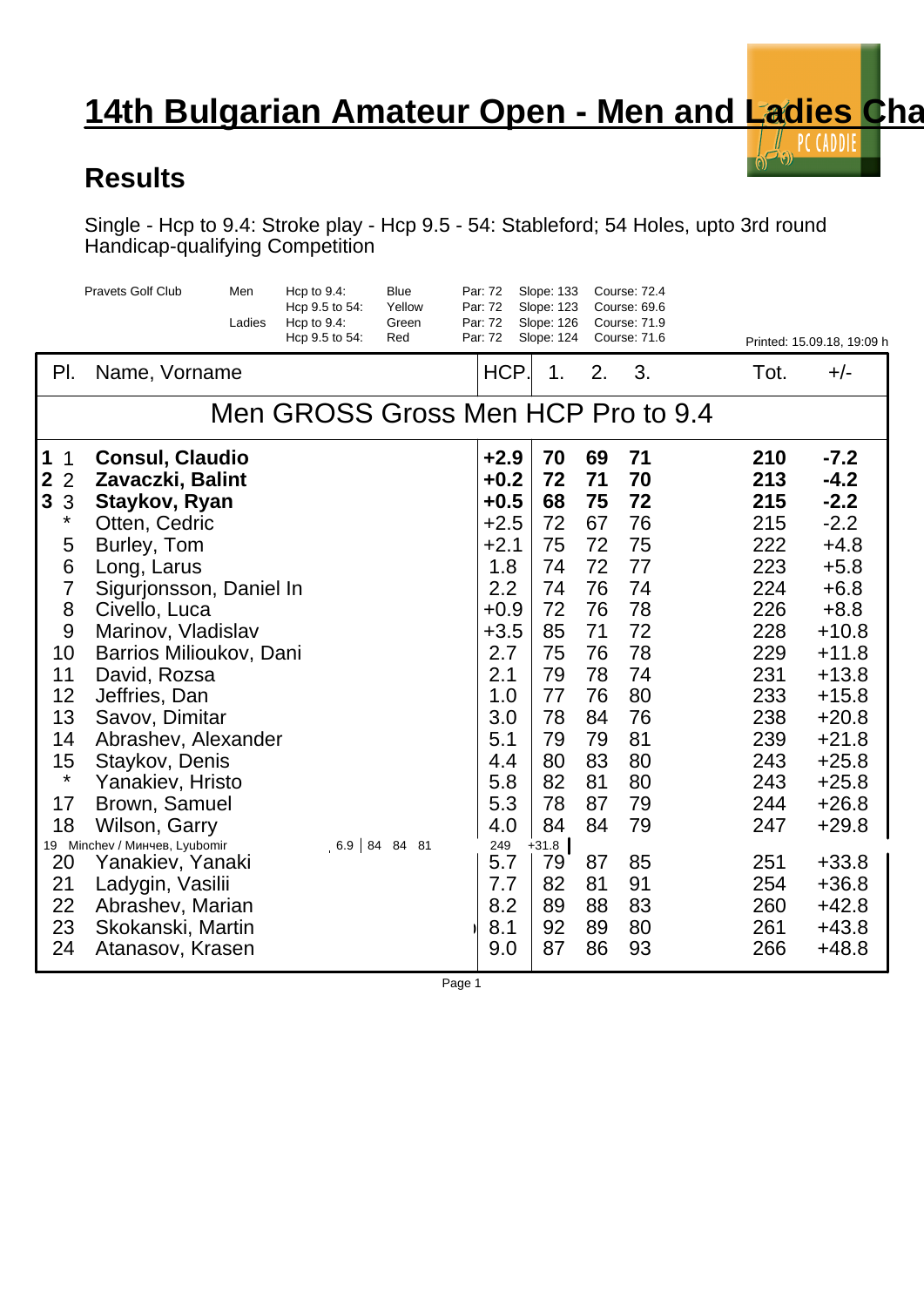# 14th Bulgarian Amateur Open - Men and Ladies Cha

## Results

Single - Hcp to 9.4: Stroke play - Hcp 9.5 - 54: Stableford; 54 Holes, upto 3rd round
Handicap-qualifying Competition

| Pravets Golf Club | | | | | | |
|---|---|---|---|---|---|---|
| Men | Hcp to 9.4: | Blue | Par: 72 | Slope: 133 | Course: 72.4 | |
| | Hcp 9.5 to 54: | Yellow | Par: 72 | Slope: 123 | Course: 69.6 | |
| Ladies | Hcp to 9.4: | Green | Par: 72 | Slope: 126 | Course: 71.9 | |
| | Hcp 9.5 to 54: | Red | Par: 72 | Slope: 124 | Course: 71.6 | Printed: 15.09.18, 19:09 h |

| Pl. | Name, Vorname | HCP. | 1. | 2. | 3. | Tot. | +/- |
|---|---|---|---|---|---|---|---|
| | **Men GROSS Gross Men HCP Pro to 9.4** | | | | | | |
| **1** 1 | **Consul, Claudio** | **+2.9** | **70** | **69** | **71** | **210** | **-7.2** |
| **2** 2 | **Zavaczki, Balint** | **+0.2** | **72** | **71** | **70** | **213** | **-4.2** |
| **3** 3 | **Staykov, Ryan** | **+0.5** | **68** | **75** | **72** | **215** | **-2.2** |
| * | Otten, Cedric | +2.5 | 72 | 67 | 76 | 215 | -2.2 |
| 5 | Burley, Tom | +2.1 | 75 | 72 | 75 | 222 | +4.8 |
| 6 | Long, Larus | 1.8 | 74 | 72 | 77 | 223 | +5.8 |
| 7 | Sigurjonsson, Daniel In | 2.2 | 74 | 76 | 74 | 224 | +6.8 |
| 8 | Civello, Luca | +0.9 | 72 | 76 | 78 | 226 | +8.8 |
| 9 | Marinov, Vladislav | +3.5 | 85 | 71 | 72 | 228 | +10.8 |
| 10 | Barrios Milioukov, Dani | 2.7 | 75 | 76 | 78 | 229 | +11.8 |
| 11 | David, Rozsa | 2.1 | 79 | 78 | 74 | 231 | +13.8 |
| 12 | Jeffries, Dan | 1.0 | 77 | 76 | 80 | 233 | +15.8 |
| 13 | Savov, Dimitar | 3.0 | 78 | 84 | 76 | 238 | +20.8 |
| 14 | Abrashev, Alexander | 5.1 | 79 | 79 | 81 | 239 | +21.8 |
| 15 | Staykov, Denis | 4.4 | 80 | 83 | 80 | 243 | +25.8 |
| * | Yanakiev, Hristo | 5.8 | 82 | 81 | 80 | 243 | +25.8 |
| 17 | Brown, Samuel | 5.3 | 78 | 87 | 79 | 244 | +26.8 |
| 18 | Wilson, Garry | 4.0 | 84 | 84 | 79 | 247 | +29.8 |
| 19 | Minchev / Минчев, Lyubomir | 6.9 | 84 | 84 | 81 | 249 | +31.8 |
| 20 | Yanakiev, Yanaki | 5.7 | 79 | 87 | 85 | 251 | +33.8 |
| 21 | Ladygin, Vasilii | 7.7 | 82 | 81 | 91 | 254 | +36.8 |
| 22 | Abrashev, Marian | 8.2 | 89 | 88 | 83 | 260 | +42.8 |
| 23 | Skokanski, Martin | 8.1 | 92 | 89 | 80 | 261 | +43.8 |
| 24 | Atanasov, Krasen | 9.0 | 87 | 86 | 93 | 266 | +48.8 |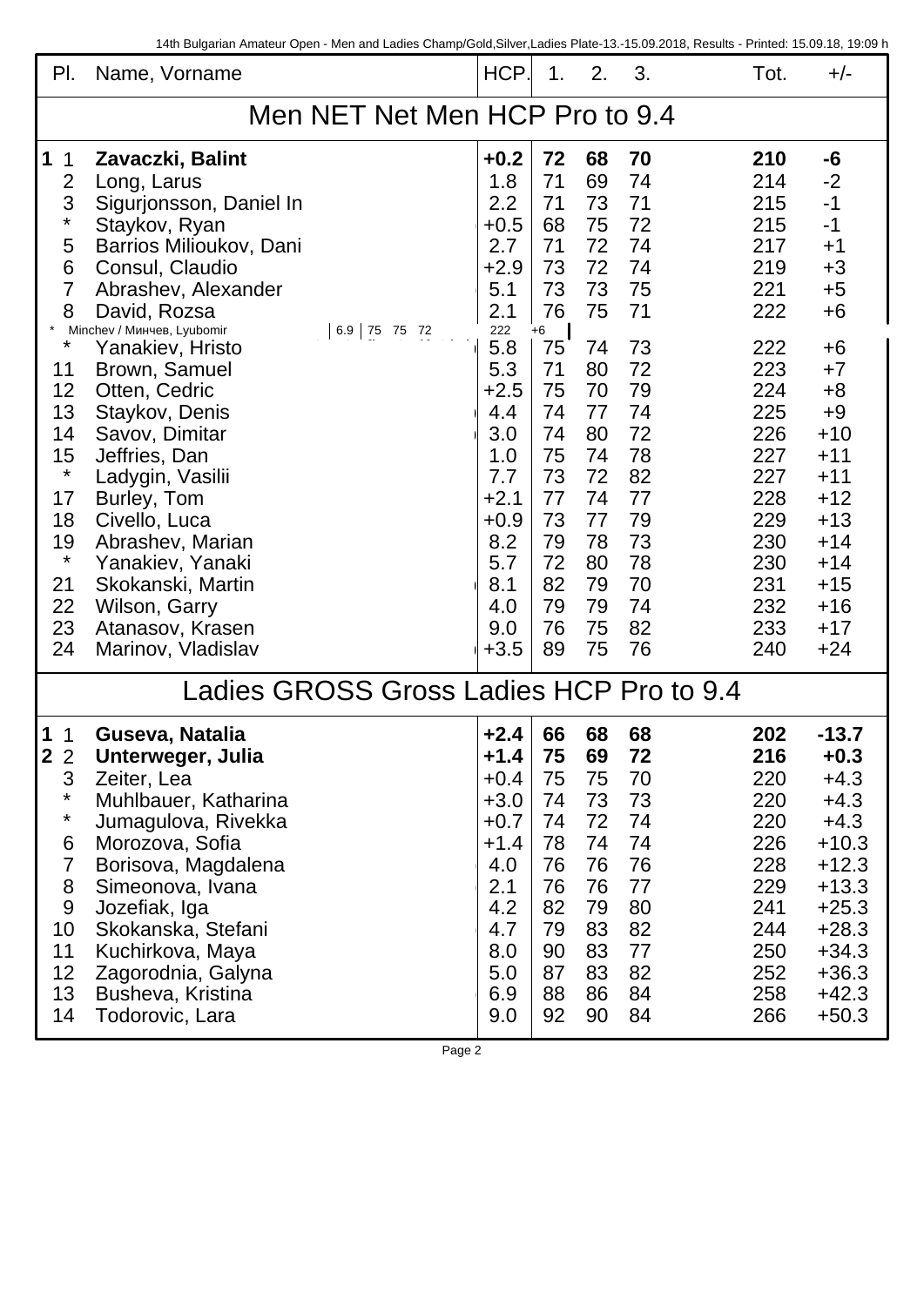| Pl. | Name, Vorname | HCP. | 1. | 2. | 3. | Tot. | +/- |
|---|---|---|---|---|---|---|---|
| **Men NET Net Men HCP Pro to 9.4** | | | | | | | |
| **1** 1 | **Zavaczki, Balint** | **+0.2** | **72** | **68** | **70** | **210** | **-6** |
| 2 | Long, Larus | 1.8 | 71 | 69 | 74 | 214 | -2 |
| 3 | Sigurjonsson, Daniel In | 2.2 | 71 | 73 | 71 | 215 | -1 |
| * | Staykov, Ryan | +0.5 | 68 | 75 | 72 | 215 | -1 |
| 5 | Barrios Milioukov, Dani | 2.7 | 71 | 72 | 74 | 217 | +1 |
| 6 | Consul, Claudio | +2.9 | 73 | 72 | 74 | 219 | +3 |
| 7 | Abrashev, Alexander | 5.1 | 73 | 73 | 75 | 221 | +5 |
| 8 | David, Rozsa | 2.1 | 76 | 75 | 71 | 222 | +6 |
| * | Minchev / Минчев, Lyubomir | 6.9 | 75 | 75 | 72 | 222 | +6 |
| * | Yanakiev, Hristo | 5.8 | 75 | 74 | 73 | 222 | +6 |
| 11 | Brown, Samuel | 5.3 | 71 | 80 | 72 | 223 | +7 |
| 12 | Otten, Cedric | +2.5 | 75 | 70 | 79 | 224 | +8 |
| 13 | Staykov, Denis | 4.4 | 74 | 77 | 74 | 225 | +9 |
| 14 | Savov, Dimitar | 3.0 | 74 | 80 | 72 | 226 | +10 |
| 15 | Jeffries, Dan | 1.0 | 75 | 74 | 78 | 227 | +11 |
| * | Ladygin, Vasilii | 7.7 | 73 | 72 | 82 | 227 | +11 |
| 17 | Burley, Tom | +2.1 | 77 | 74 | 77 | 228 | +12 |
| 18 | Civello, Luca | +0.9 | 73 | 77 | 79 | 229 | +13 |
| 19 | Abrashev, Marian | 8.2 | 79 | 78 | 73 | 230 | +14 |
| * | Yanakiev, Yanaki | 5.7 | 72 | 80 | 78 | 230 | +14 |
| 21 | Skokanski, Martin | 8.1 | 82 | 79 | 70 | 231 | +15 |
| 22 | Wilson, Garry | 4.0 | 79 | 79 | 74 | 232 | +16 |
| 23 | Atanasov, Krasen | 9.0 | 76 | 75 | 82 | 233 | +17 |
| 24 | Marinov, Vladislav | +3.5 | 89 | 75 | 76 | 240 | +24 |
| **Ladies GROSS Gross Ladies HCP Pro to 9.4** | | | | | | | |
| **1** 1 | **Guseva, Natalia** | **+2.4** | **66** | **68** | **68** | **202** | **-13.7** |
| **2** 2 | **Unterweger, Julia** | **+1.4** | **75** | **69** | **72** | **216** | **+0.3** |
| 3 | Zeiter, Lea | +0.4 | 75 | 75 | 70 | 220 | +4.3 |
| * | Muhlbauer, Katharina | +3.0 | 74 | 73 | 73 | 220 | +4.3 |
| * | Jumagulova, Rivekka | +0.7 | 74 | 72 | 74 | 220 | +4.3 |
| 6 | Morozova, Sofia | +1.4 | 78 | 74 | 74 | 226 | +10.3 |
| 7 | Borisova, Magdalena | 4.0 | 76 | 76 | 76 | 228 | +12.3 |
| 8 | Simeonova, Ivana | 2.1 | 76 | 76 | 77 | 229 | +13.3 |
| 9 | Jozefiak, Iga | 4.2 | 82 | 79 | 80 | 241 | +25.3 |
| 10 | Skokanska, Stefani | 4.7 | 79 | 83 | 82 | 244 | +28.3 |
| 11 | Kuchirkova, Maya | 8.0 | 90 | 83 | 77 | 250 | +34.3 |
| 12 | Zagorodnia, Galyna | 5.0 | 87 | 83 | 82 | 252 | +36.3 |
| 13 | Busheva, Kristina | 6.9 | 88 | 86 | 84 | 258 | +42.3 |
| 14 | Todorovic, Lara | 9.0 | 92 | 90 | 84 | 266 | +50.3 |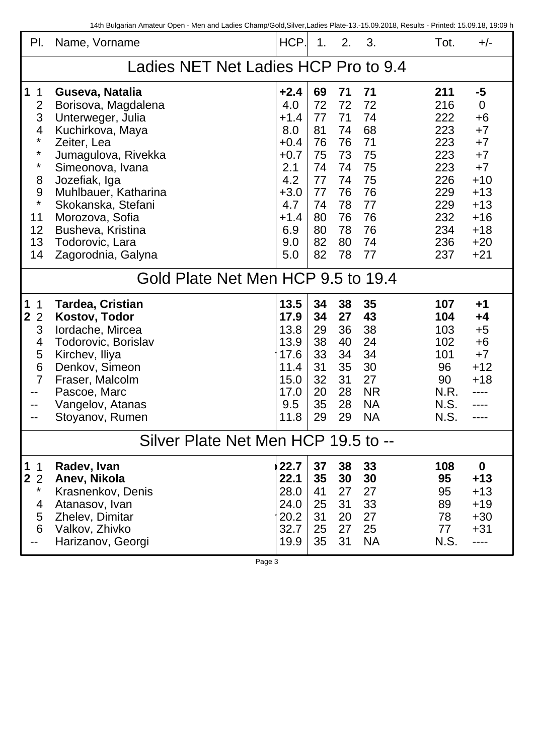| Pl. | Name, Vorname | HCP. | 1. | 2. | 3. | Tot. | +/- |
|---|---|---|---|---|---|---|---|
| **Ladies NET Net Ladies HCP Pro to 9.4** | | | | | | | |
| **1** 1 | **Guseva, Natalia** | **+2.4** | **69** | **71** | **71** | **211** | **-5** |
| 2 | Borisova, Magdalena | 4.0 | 72 | 72 | 72 | 216 | 0 |
| 3 | Unterweger, Julia | +1.4 | 77 | 71 | 74 | 222 | +6 |
| 4 | Kuchirkova, Maya | 8.0 | 81 | 74 | 68 | 223 | +7 |
| * | Zeiter, Lea | +0.4 | 76 | 76 | 71 | 223 | +7 |
| * | Jumagulova, Rivekka | +0.7 | 75 | 73 | 75 | 223 | +7 |
| * | Simeonova, Ivana | 2.1 | 74 | 74 | 75 | 223 | +7 |
| 8 | Jozefiak, Iga | 4.2 | 77 | 74 | 75 | 226 | +10 |
| 9 | Muhlbauer, Katharina | +3.0 | 77 | 76 | 76 | 229 | +13 |
| * | Skokanska, Stefani | 4.7 | 74 | 78 | 77 | 229 | +13 |
| 11 | Morozova, Sofia | +1.4 | 80 | 76 | 76 | 232 | +16 |
| 12 | Busheva, Kristina | 6.9 | 80 | 78 | 76 | 234 | +18 |
| 13 | Todorovic, Lara | 9.0 | 82 | 80 | 74 | 236 | +20 |
| 14 | Zagorodnia, Galyna | 5.0 | 82 | 78 | 77 | 237 | +21 |
| **Gold Plate Net Men HCP 9.5 to 19.4** | | | | | | | |
| **1** 1 | **Tardea, Cristian** | **13.5** | **34** | **38** | **35** | **107** | **+1** |
| **2** 2 | **Kostov, Todor** | **17.9** | **34** | **27** | **43** | **104** | **+4** |
| 3 | Iordache, Mircea | 13.8 | 29 | 36 | 38 | 103 | +5 |
| 4 | Todorovic, Borislav | 13.9 | 38 | 40 | 24 | 102 | +6 |
| 5 | Kirchev, Iliya | 17.6 | 33 | 34 | 34 | 101 | +7 |
| 6 | Denkov, Simeon | 11.4 | 31 | 35 | 30 | 96 | +12 |
| 7 | Fraser, Malcolm | 15.0 | 32 | 31 | 27 | 90 | +18 |
| -- | Pascoe, Marc | 17.0 | 20 | 28 | NR | N.R. | ---- |
| -- | Vangelov, Atanas | 9.5 | 35 | 28 | NA | N.S. | ---- |
| -- | Stoyanov, Rumen | 11.8 | 29 | 29 | NA | N.S. | ---- |
| **Silver Plate Net Men HCP 19.5 to --** | | | | | | | |
| **1** 1 | **Radev, Ivan** | **22.7** | **37** | **38** | **33** | **108** | **0** |
| **2** 2 | **Anev, Nikola** | **22.1** | **35** | **30** | **30** | **95** | **+13** |
| * | Krasnenkov, Denis | 28.0 | 41 | 27 | 27 | 95 | +13 |
| 4 | Atanasov, Ivan | 24.0 | 25 | 31 | 33 | 89 | +19 |
| 5 | Zhelev, Dimitar | 20.2 | 31 | 20 | 27 | 78 | +30 |
| 6 | Valkov, Zhivko | 32.7 | 25 | 27 | 25 | 77 | +31 |
| -- | Harizanov, Georgi | 19.9 | 35 | 31 | NA | N.S. | ---- |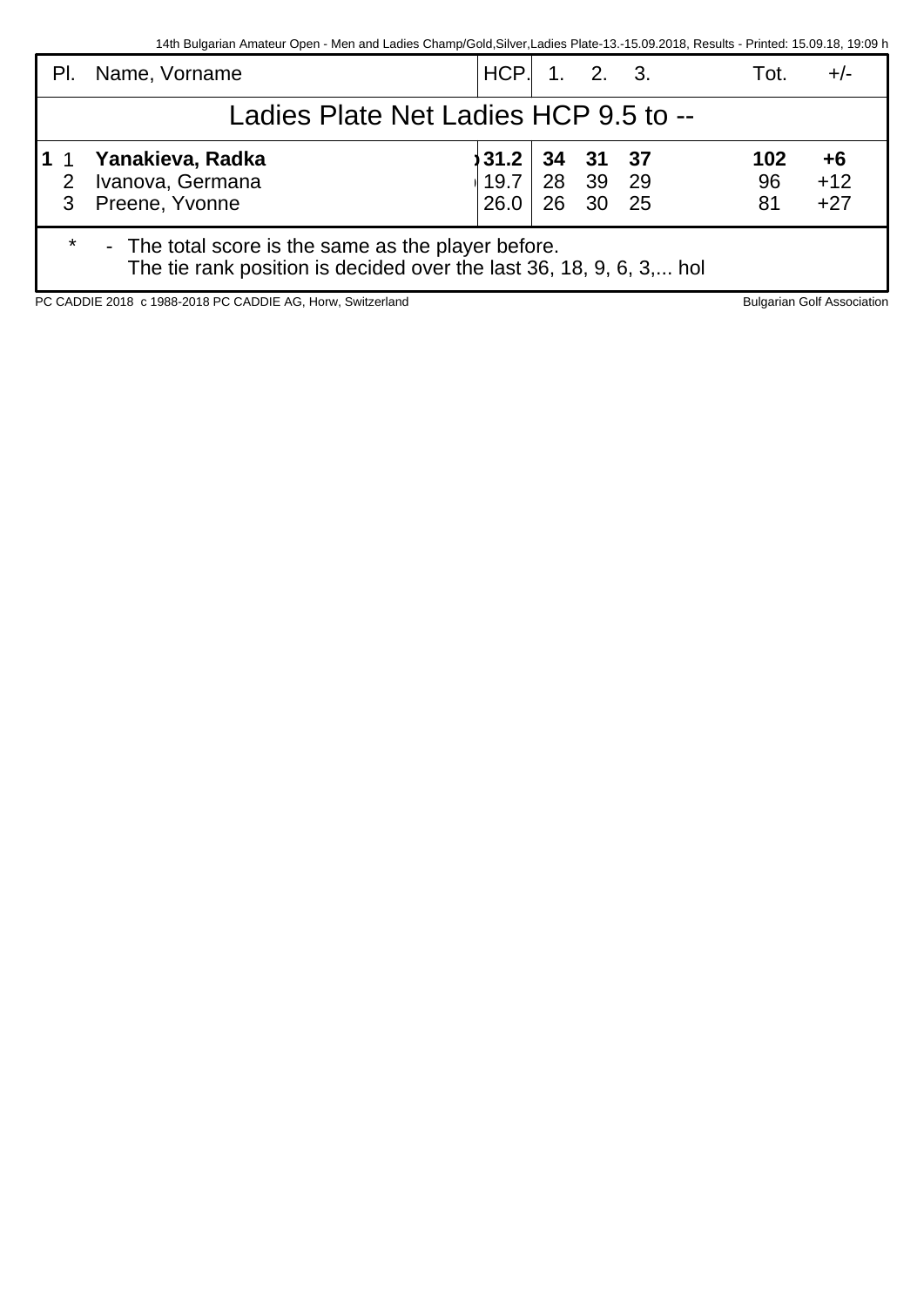| Pl. | | Name, Vorname | HCP. | 1. | 2. | 3. | Tot. | +/- |
|---|---|---|---|---|---|---|---|---|
| **Ladies Plate Net Ladies HCP 9.5 to --** | | | | | | | | |
| **1** | **1** | **Yanakieva, Radka** | **31.2** | **34** | **31** | **37** | **102** | **+6** |
| | 2 | Ivanova, Germana | 19.7 | 28 | 39 | 29 | 96 | +12 |
| | 3 | Preene, Yvonne | 26.0 | 26 | 30 | 25 | 81 | +27 |

\* - The total score is the same as the player before.
The tie rank position is decided over the last 36, 18, 9, 6, 3,... hol

PC CADDIE 2018 c 1988-2018 PC CADDIE AG, Horw, Switzerland

Bulgarian Golf Association